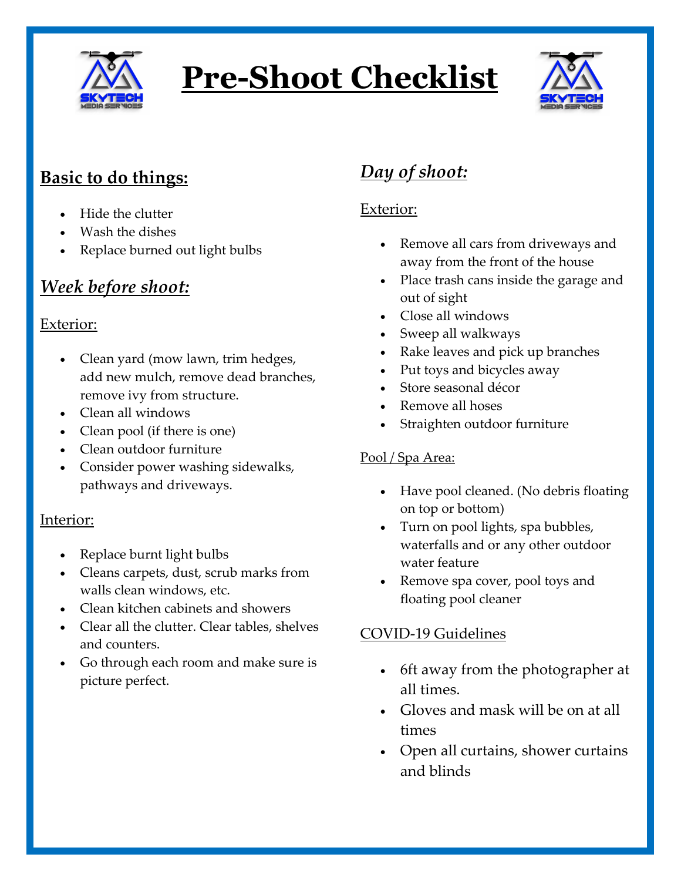# **Pre-Shoot Checklist**

## **Basic to do things:**

- Hide the clutter
- Wash the dishes
- Replace burned out light bulbs

## ***Week before shoot:***

Exterior:

- Clean yard (mow lawn, trim hedges, add new mulch, remove dead branches, remove ivy from structure.
- Clean all windows
- Clean pool (if there is one)
- Clean outdoor furniture
- Consider power washing sidewalks, pathways and driveways.

Interior:

- Replace burnt light bulbs
- Cleans carpets, dust, scrub marks from walls clean windows, etc.
- Clean kitchen cabinets and showers
- Clear all the clutter. Clear tables, shelves and counters.
- Go through each room and make sure is picture perfect.

## ***Day of shoot:***

Exterior:

- Remove all cars from driveways and away from the front of the house
- Place trash cans inside the garage and out of sight
- Close all windows
- Sweep all walkways
- Rake leaves and pick up branches
- Put toys and bicycles away
- Store seasonal décor
- Remove all hoses
- Straighten outdoor furniture

Pool / Spa Area:

- Have pool cleaned. (No debris floating on top or bottom)
- Turn on pool lights, spa bubbles, waterfalls and or any other outdoor water feature
- Remove spa cover, pool toys and floating pool cleaner

COVID-19 Guidelines

- 6ft away from the photographer at all times.
- Gloves and mask will be on at all times
- Open all curtains, shower curtains and blinds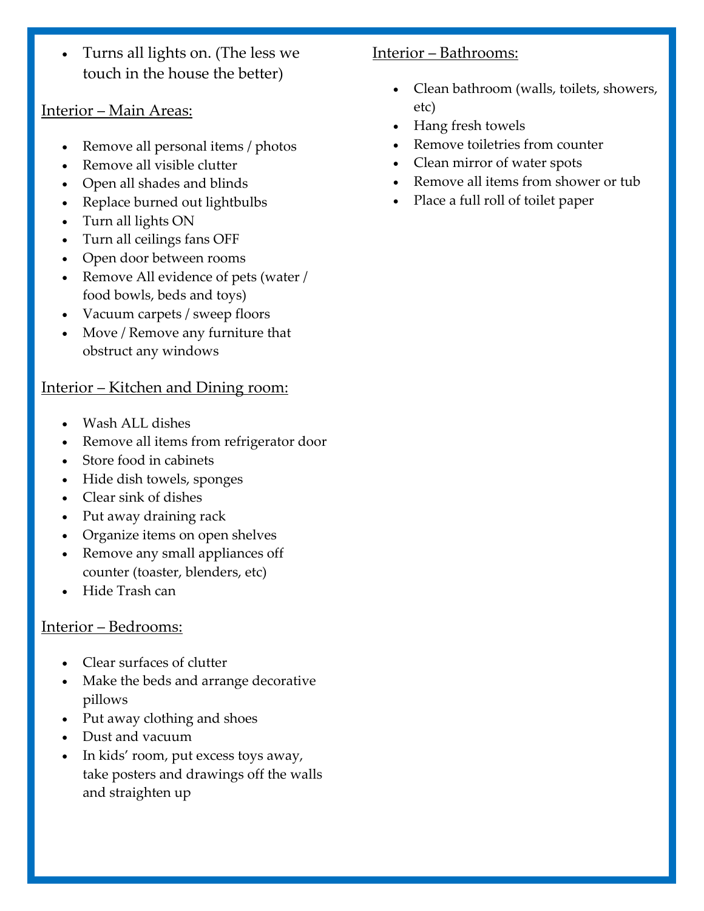- Turns all lights on. (The less we touch in the house the better)

Interior – Main Areas:

- Remove all personal items / photos
- Remove all visible clutter
- Open all shades and blinds
- Replace burned out lightbulbs
- Turn all lights ON
- Turn all ceilings fans OFF
- Open door between rooms
- Remove All evidence of pets (water / food bowls, beds and toys)
- Vacuum carpets / sweep floors
- Move / Remove any furniture that obstruct any windows

Interior – Kitchen and Dining room:

- Wash ALL dishes
- Remove all items from refrigerator door
- Store food in cabinets
- Hide dish towels, sponges
- Clear sink of dishes
- Put away draining rack
- Organize items on open shelves
- Remove any small appliances off counter (toaster, blenders, etc)
- Hide Trash can

Interior – Bedrooms:

- Clear surfaces of clutter
- Make the beds and arrange decorative pillows
- Put away clothing and shoes
- Dust and vacuum
- In kids' room, put excess toys away, take posters and drawings off the walls and straighten up

Interior – Bathrooms:

- Clean bathroom (walls, toilets, showers, etc)
- Hang fresh towels
- Remove toiletries from counter
- Clean mirror of water spots
- Remove all items from shower or tub
- Place a full roll of toilet paper